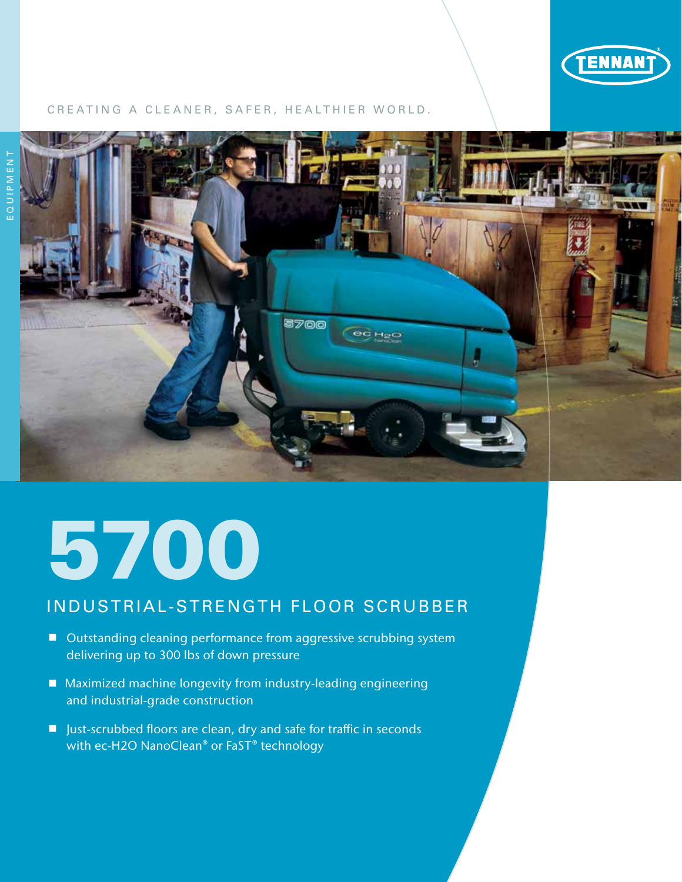CREATING A CLEANER, SAFER, HEALTHIER WORLD.

EQUIPMENT

# 5700

## INDUSTRIAL-STRENGTH FLOOR SCRUBBER

- Outstanding cleaning performance from aggressive scrubbing system delivering up to 300 lbs of down pressure
- Maximized machine longevity from industry-leading engineering and industrial-grade construction
- Just-scrubbed floors are clean, dry and safe for traffic in seconds with ec-H2O NanoClean® or FaST® technology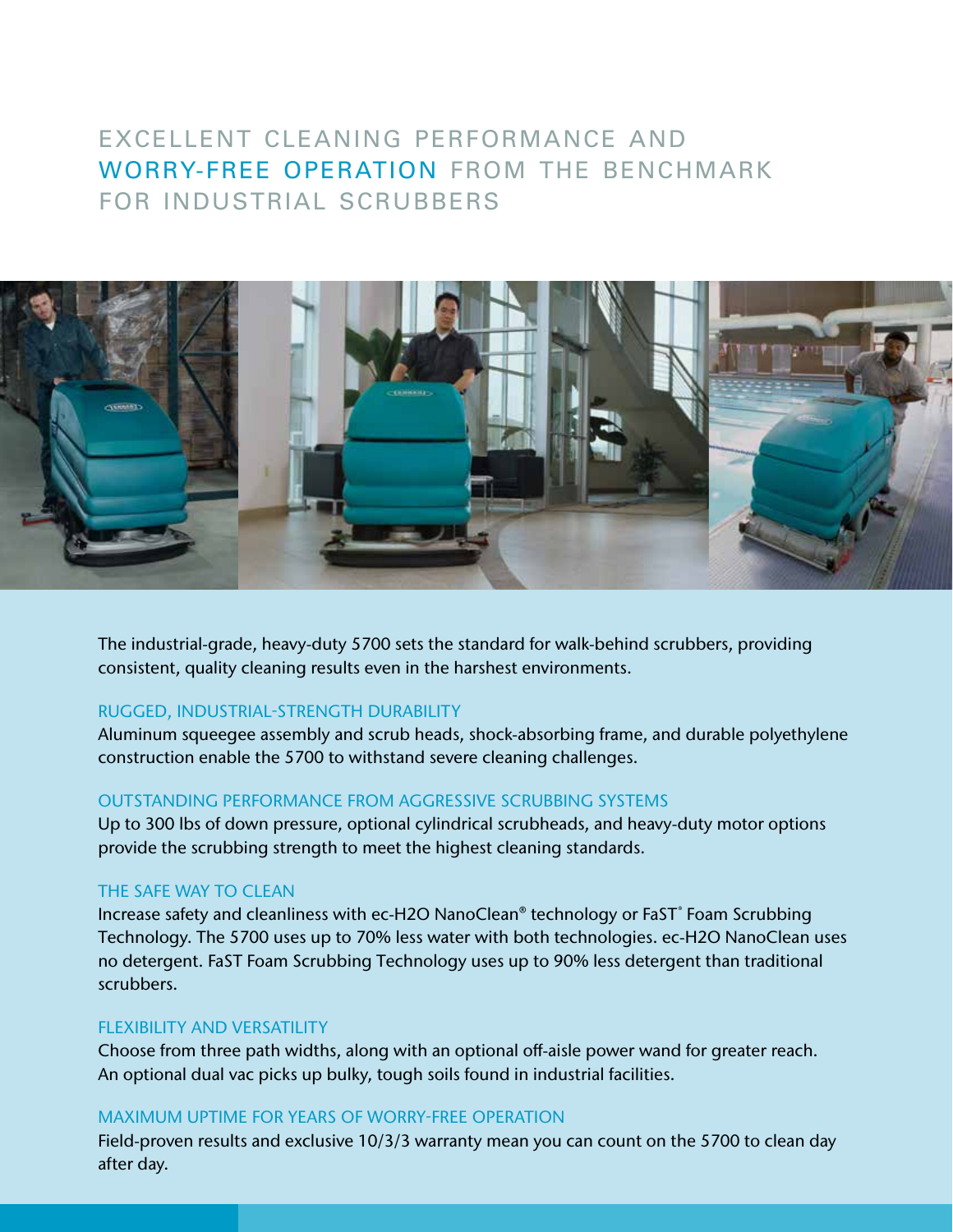# EXCELLENT CLEANING PERFORMANCE AND WORRY-FREE OPERATION FROM THE BENCHMARK FOR INDUSTRIAL SCRUBBERS

The industrial-grade, heavy-duty 5700 sets the standard for walk-behind scrubbers, providing consistent, quality cleaning results even in the harshest environments.

## RUGGED, INDUSTRIAL-STRENGTH DURABILITY

Aluminum squeegee assembly and scrub heads, shock-absorbing frame, and durable polyethylene construction enable the 5700 to withstand severe cleaning challenges.

## OUTSTANDING PERFORMANCE FROM AGGRESSIVE SCRUBBING SYSTEMS

Up to 300 lbs of down pressure, optional cylindrical scrubheads, and heavy-duty motor options provide the scrubbing strength to meet the highest cleaning standards.

## THE SAFE WAY TO CLEAN

Increase safety and cleanliness with ec-H2O NanoClean® technology or FaST® Foam Scrubbing Technology. The 5700 uses up to 70% less water with both technologies. ec-H2O NanoClean uses no detergent. FaST Foam Scrubbing Technology uses up to 90% less detergent than traditional scrubbers.

## FLEXIBILITY AND VERSATILITY

Choose from three path widths, along with an optional off-aisle power wand for greater reach. An optional dual vac picks up bulky, tough soils found in industrial facilities.

## MAXIMUM UPTIME FOR YEARS OF WORRY-FREE OPERATION

Field-proven results and exclusive 10/3/3 warranty mean you can count on the 5700 to clean day after day.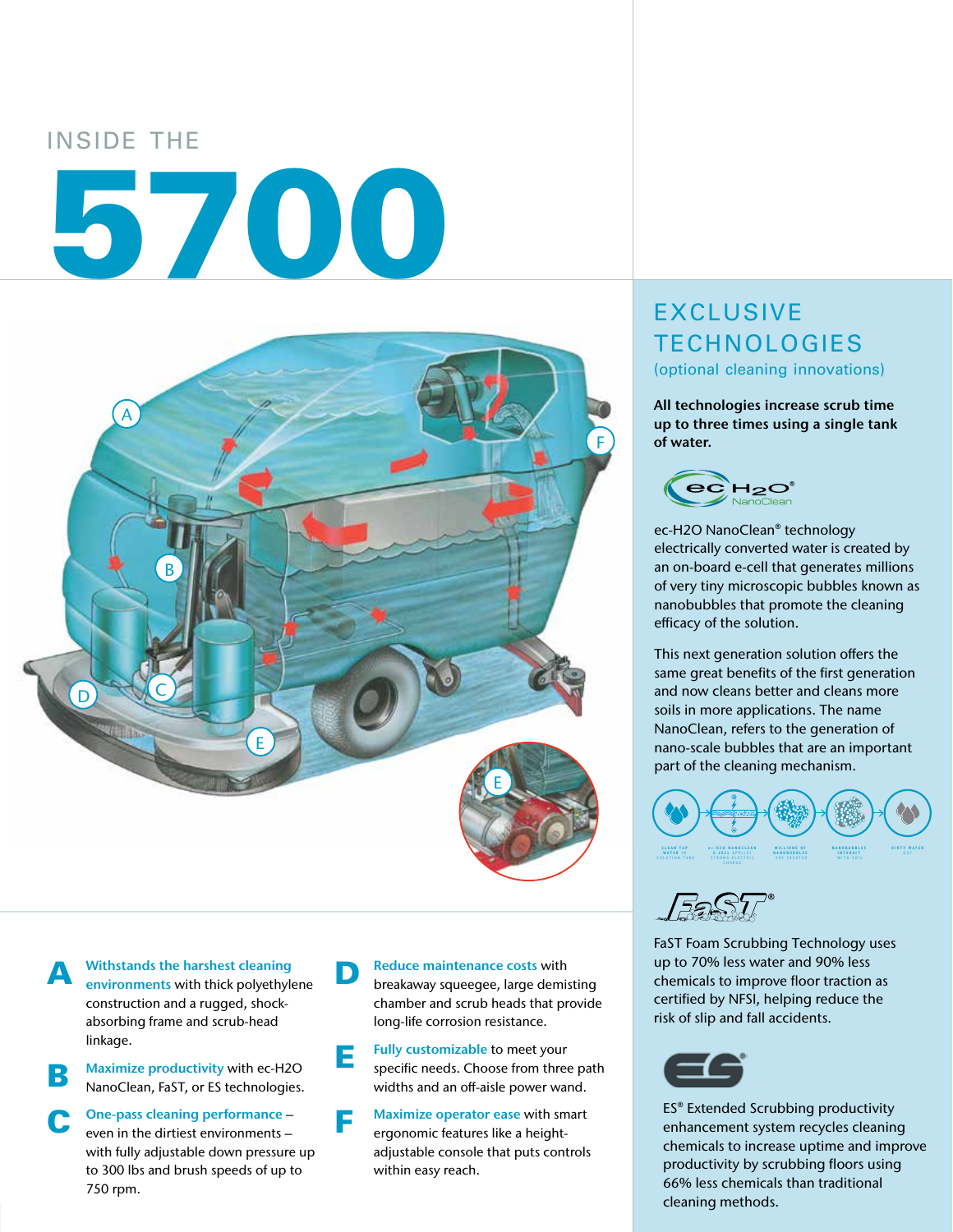# INSIDE THE 5700

**A** **Withstands the harshest cleaning environments** with thick polyethylene construction and a rugged, shock-absorbing frame and scrub-head linkage.

**B** **Maximize productivity** with ec-H2O NanoClean, FaST, or ES technologies.

**C** **One-pass cleaning performance** – even in the dirtiest environments – with fully adjustable down pressure up to 300 lbs and brush speeds of up to 750 rpm.

**D** **Reduce maintenance costs** with breakaway squeegee, large demisting chamber and scrub heads that provide long-life corrosion resistance.

**E** **Fully customizable** to meet your specific needs. Choose from three path widths and an off-aisle power wand.

**F** **Maximize operator ease** with smart ergonomic features like a height-adjustable console that puts controls within easy reach.

## EXCLUSIVE TECHNOLOGIES

(optional cleaning innovations)

**All technologies increase scrub time up to three times using a single tank of water.**

ec-H2O NanoClean® technology electrically converted water is created by an on-board e-cell that generates millions of very tiny microscopic bubbles known as nanobubbles that promote the cleaning efficacy of the solution.

This next generation solution offers the same great benefits of the first generation and now cleans better and cleans more soils in more applications. The name NanoClean, refers to the generation of nano-scale bubbles that are an important part of the cleaning mechanism.

CLEAN TAP WATER IN SOLUTION TANK → ec-H2O NANOCLEAN E-CELL APPLIES STRONG ELECTRIC CHARGE → MILLIONS OF NANOBUBBLES ARE CREATED → NANOBUBBLES INTERACT WITH SOIL → DIRTY WATER OUT

FaST Foam Scrubbing Technology uses up to 70% less water and 90% less chemicals to improve floor traction as certified by NFSI, helping reduce the risk of slip and fall accidents.

ES® Extended Scrubbing productivity enhancement system recycles cleaning chemicals to increase uptime and improve productivity by scrubbing floors using 66% less chemicals than traditional cleaning methods.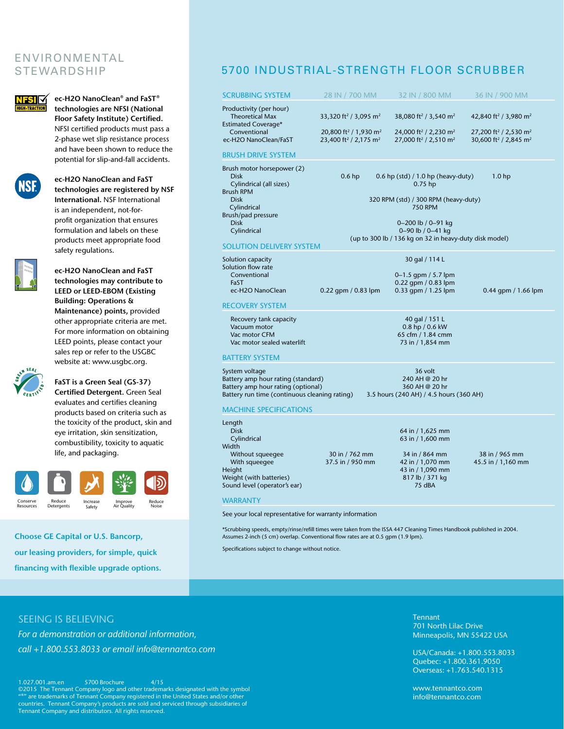## ENVIRONMENTAL STEWARDSHIP

**ec-H2O NanoClean® and FaST® technologies are NFSI (National Floor Safety Institute) Certified.** NFSI certified products must pass a 2-phase wet slip resistance process and have been shown to reduce the potential for slip-and-fall accidents.

**ec-H2O NanoClean and FaST technologies are registered by NSF International.** NSF International is an independent, not-for-profit organization that ensures formulation and labels on these products meet appropriate food safety regulations.

**ec-H2O NanoClean and FaST technologies may contribute to LEED or LEED-EBOM (Existing Building: Operations & Maintenance) points,** provided other appropriate criteria are met. For more information on obtaining LEED points, please contact your sales rep or refer to the USGBC website at: www.usgbc.org.

**FaST is a Green Seal (GS-37) Certified Detergent.** Green Seal evaluates and certifies cleaning products based on criteria such as the toxicity of the product, skin and eye irritation, skin sensitization, combustibility, toxicity to aquatic life, and packaging.

Conserve Resources | Reduce Detergents | Increase Safety | Improve Air Quality | Reduce Noise

**Choose GE Capital or U.S. Bancorp, our leasing providers, for simple, quick financing with flexible upgrade options.**

## 5700 INDUSTRIAL-STRENGTH FLOOR SCRUBBER

| SCRUBBING SYSTEM | 28 IN / 700 MM | 32 IN / 800 MM | 36 IN / 900 MM |
|---|---|---|---|
| Productivity (per hour) | | | |
| Theoretical Max | 33,320 ft² / 3,095 m² | 38,080 ft² / 3,540 m² | 42,840 ft² / 3,980 m² |
| Estimated Coverage* | | | |
| Conventional | 20,800 ft² / 1,930 m² | 24,000 ft² / 2,230 m² | 27,200 ft² / 2,530 m² |
| ec-H2O NanoClean/FaST | 23,400 ft² / 2,175 m² | 27,000 ft² / 2,510 m² | 30,600 ft² / 2,845 m² |
| **BRUSH DRIVE SYSTEM** | | | |
| Brush motor horsepower (2) | | | |
| Disk | 0.6 hp | 0.6 hp (std) / 1.0 hp (heavy-duty) | 1.0 hp |
| Cylindrical (all sizes) | | 0.75 hp | |
| Brush RPM | | | |
| Disk | | 320 RPM (std) / 300 RPM (heavy-duty) | |
| Cylindrical | | 750 RPM | |
| Brush/pad pressure | | | |
| Disk | | 0–200 lb / 0–91 kg | |
| Cylindrical | | 0–90 lb / 0–41 kg (up to 300 lb / 136 kg on 32 in heavy-duty disk model) | |
| **SOLUTION DELIVERY SYSTEM** | | | |
| Solution capacity | | 30 gal / 114 L | |
| Solution flow rate | | | |
| Conventional | | 0–1.5 gpm / 5.7 lpm | |
| FaST | | 0.22 gpm / 0.83 lpm | |
| ec-H2O NanoClean | 0.22 gpm / 0.83 lpm | 0.33 gpm / 1.25 lpm | 0.44 gpm / 1.66 lpm |
| **RECOVERY SYSTEM** | | | |
| Recovery tank capacity | | 40 gal / 151 L | |
| Vacuum motor | | 0.8 hp / 0.6 kW | |
| Vac motor CFM | | 65 cfm / 1.84 cmm | |
| Vac motor sealed waterlift | | 73 in / 1,854 mm | |
| **BATTERY SYSTEM** | | | |
| System voltage | | 36 volt | |
| Battery amp hour rating (standard) | | 240 AH @ 20 hr | |
| Battery amp hour rating (optional) | | 360 AH @ 20 hr | |
| Battery run time (continuous cleaning rating) | | 3.5 hours (240 AH) / 4.5 hours (360 AH) | |
| **MACHINE SPECIFICATIONS** | | | |
| Length | | | |
| Disk | | 64 in / 1,625 mm | |
| Cylindrical | | 63 in / 1,600 mm | |
| Width | | | |
| Without squeegee | 30 in / 762 mm | 34 in / 864 mm | 38 in / 965 mm |
| With squeegee | 37.5 in / 950 mm | 42 in / 1,070 mm | 45.5 in / 1,160 mm |
| Height | | 43 in / 1,090 mm | |
| Weight (with batteries) | | 817 lb / 371 kg | |
| Sound level (operator's ear) | | 75 dBA | |

### WARRANTY

See your local representative for warranty information

*Scrubbing speeds, empty/rinse/refill times were taken from the ISSA 447 Cleaning Times Handbook published in 2004. Assumes 2-inch (5 cm) overlap. Conventional flow rates are at 0.5 gpm (1.9 lpm).

Specifications subject to change without notice.

## SEEING IS BELIEVING

*For a demonstration or additional information, call +1.800.553.8033 or email info@tennantco.com*

Tennant
701 North Lilac Drive
Minneapolis, MN 55422 USA

USA/Canada: +1.800.553.8033
Quebec: +1.800.361.9050
Overseas: +1.763.540.1315

www.tennantco.com
info@tennantco.com

1.027.001.am.en 5700 Brochure 4/15
©2015 The Tennant Company logo and other trademarks designated with the symbol "®" are trademarks of Tennant Company registered in the United States and/or other countries. Tennant Company's products are sold and serviced through subsidiaries of Tennant Company and distributors. All rights reserved.